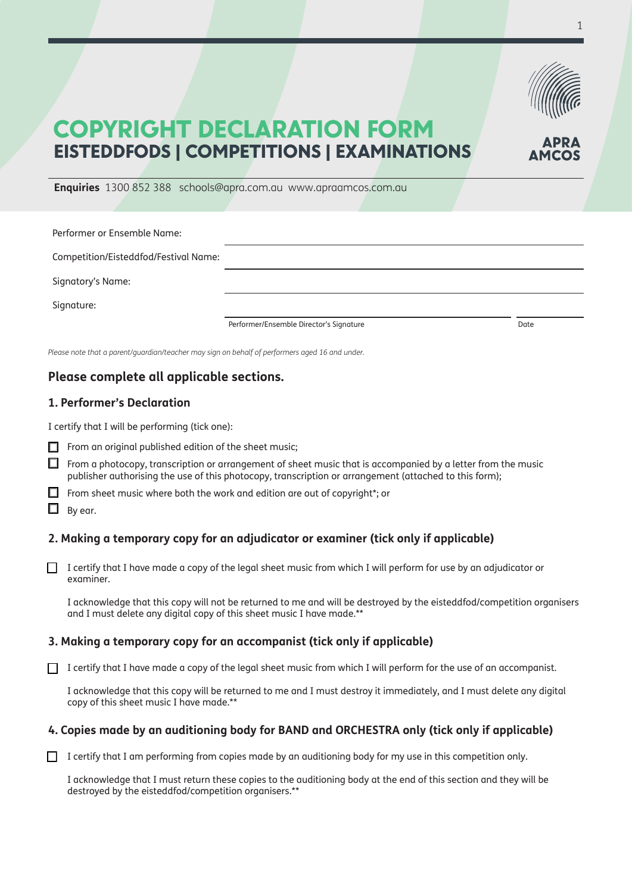# COPYRIGHT DECLARATION FORM

## EISTEDDFODS | COMPETITIONS | EXAMINATIONS

APRA AMCOS

**Enquiries** 1300 852 388 schools@apra.com.au www.apraamcos.com.au

Performer or Ensemble Name: ______________________________

Competition/Eisteddfod/Festival Name: ______________________________

Signatory's Name: ______________________________

Signature: ______________________________ ____________

Performer/Ensemble Director's Signature — Date

*Please note that a parent/guardian/teacher may sign on behalf of performers aged 16 and under.*

### Please complete all applicable sections.

### 1. Performer's Declaration

I certify that I will be performing (tick one):

- ☐ From an original published edition of the sheet music;
- ☐ From a photocopy, transcription or arrangement of sheet music that is accompanied by a letter from the music publisher authorising the use of this photocopy, transcription or arrangement (attached to this form);
- ☐ From sheet music where both the work and edition are out of copyright*; or
- ☐ By ear.

### 2. Making a temporary copy for an adjudicator or examiner (tick only if applicable)

☐ I certify that I have made a copy of the legal sheet music from which I will perform for use by an adjudicator or examiner.

I acknowledge that this copy will not be returned to me and will be destroyed by the eisteddfod/competition organisers and I must delete any digital copy of this sheet music I have made.**

### 3. Making a temporary copy for an accompanist (tick only if applicable)

☐ I certify that I have made a copy of the legal sheet music from which I will perform for the use of an accompanist.

I acknowledge that this copy will be returned to me and I must destroy it immediately, and I must delete any digital copy of this sheet music I have made.**

### 4. Copies made by an auditioning body for BAND and ORCHESTRA only (tick only if applicable)

☐ I certify that I am performing from copies made by an auditioning body for my use in this competition only.

I acknowledge that I must return these copies to the auditioning body at the end of this section and they will be destroyed by the eisteddfod/competition organisers.**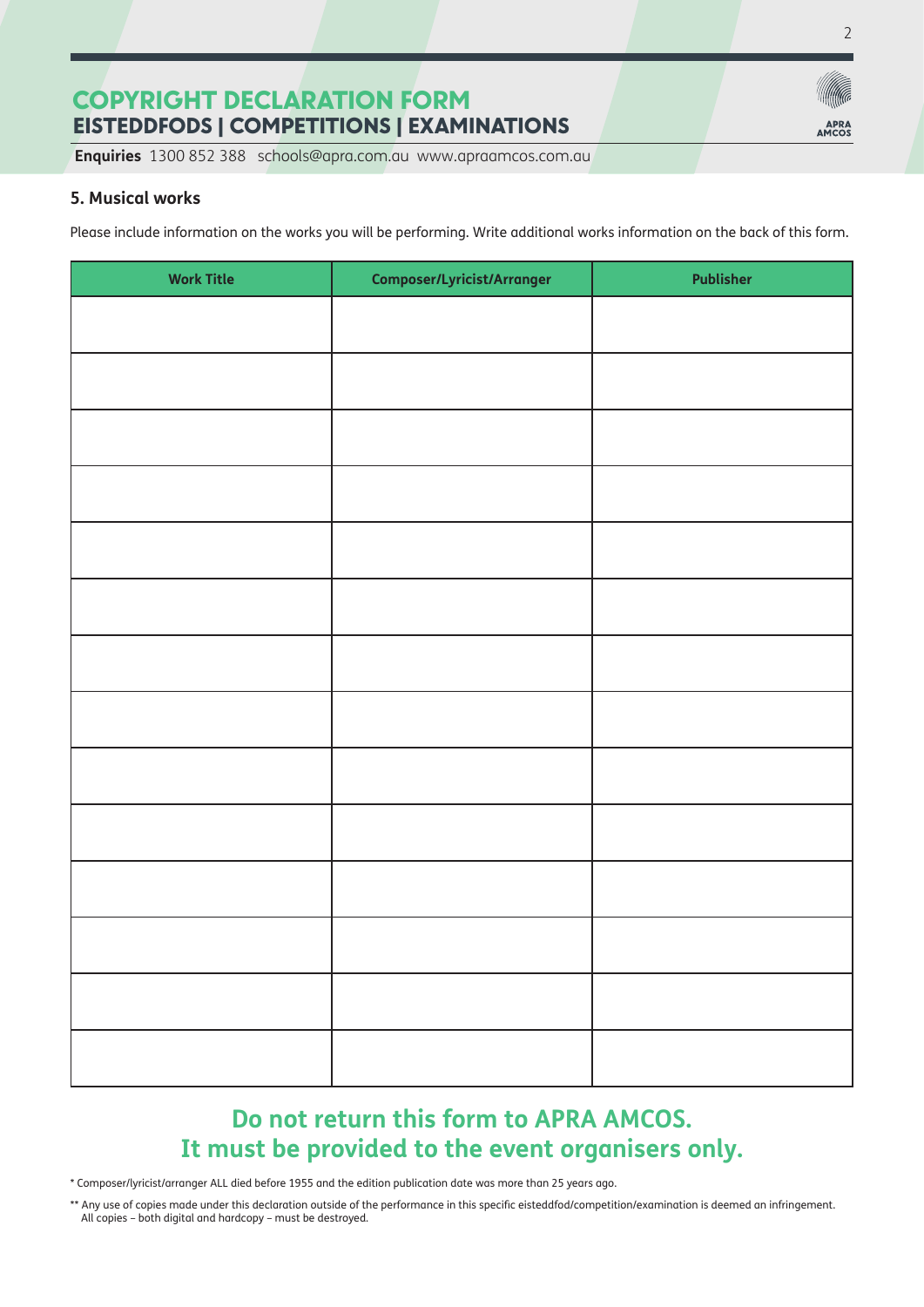# COPYRIGHT DECLARATION FORM
## EISTEDDFODS | COMPETITIONS | EXAMINATIONS

**Enquiries** 1300 852 388 schools@apra.com.au www.apraamcos.com.au

### 5. Musical works

Please include information on the works you will be performing. Write additional works information on the back of this form.

| Work Title | Composer/Lyricist/Arranger | Publisher |
|---|---|---|
| | | |
| | | |
| | | |
| | | |
| | | |
| | | |
| | | |
| | | |
| | | |
| | | |
| | | |
| | | |
| | | |
| | | |

**Do not return this form to APRA AMCOS.**
**It must be provided to the event organisers only.**

* Composer/lyricist/arranger ALL died before 1955 and the edition publication date was more than 25 years ago.

** Any use of copies made under this declaration outside of the performance in this specific eisteddfod/competition/examination is deemed an infringement. All copies – both digital and hardcopy – must be destroyed.